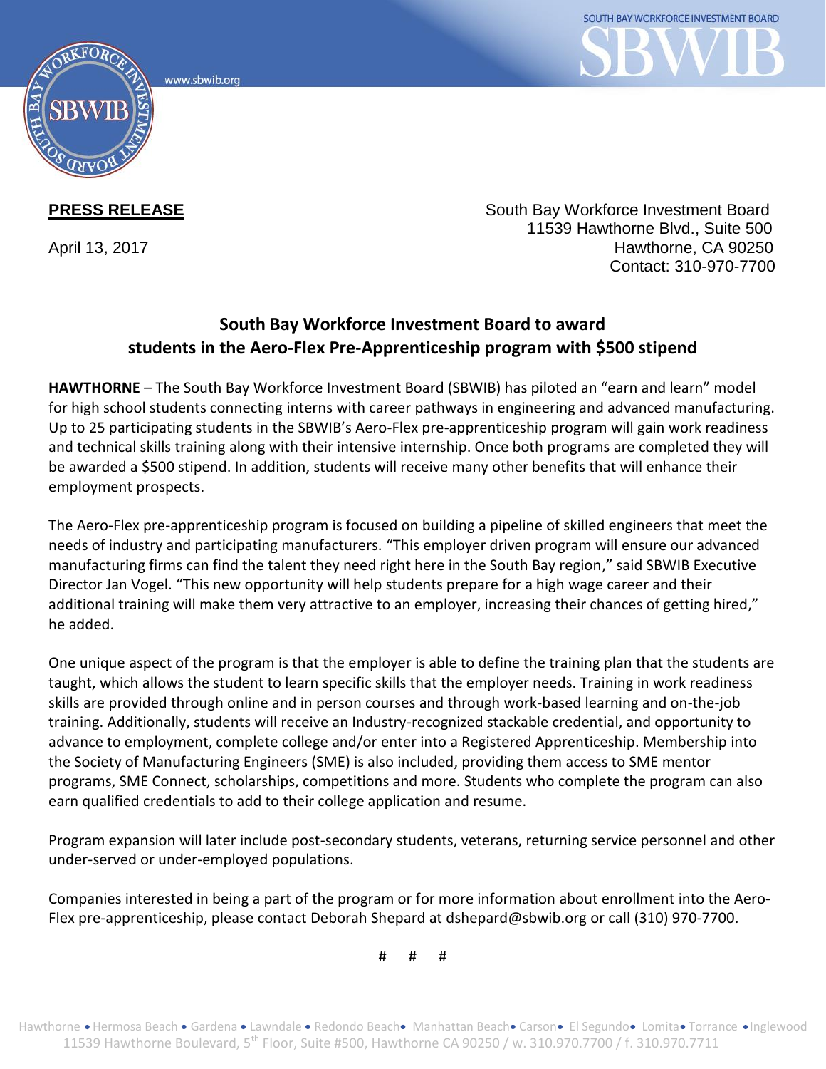www.sbwib.org

SOUTH BAY WORKFORCE INVESTMENT BOARD

SBWIB

**PRESS RELEASE**

April 13, 2017

South Bay Workforce Investment Board
11539 Hawthorne Blvd., Suite 500
Hawthorne, CA 90250
Contact: 310-970-7700

## South Bay Workforce Investment Board to award students in the Aero-Flex Pre-Apprenticeship program with $500 stipend

**HAWTHORNE** – The South Bay Workforce Investment Board (SBWIB) has piloted an "earn and learn" model for high school students connecting interns with career pathways in engineering and advanced manufacturing. Up to 25 participating students in the SBWIB's Aero-Flex pre-apprenticeship program will gain work readiness and technical skills training along with their intensive internship. Once both programs are completed they will be awarded a $500 stipend. In addition, students will receive many other benefits that will enhance their employment prospects.

The Aero-Flex pre-apprenticeship program is focused on building a pipeline of skilled engineers that meet the needs of industry and participating manufacturers. "This employer driven program will ensure our advanced manufacturing firms can find the talent they need right here in the South Bay region," said SBWIB Executive Director Jan Vogel. "This new opportunity will help students prepare for a high wage career and their additional training will make them very attractive to an employer, increasing their chances of getting hired," he added.

One unique aspect of the program is that the employer is able to define the training plan that the students are taught, which allows the student to learn specific skills that the employer needs. Training in work readiness skills are provided through online and in person courses and through work-based learning and on-the-job training. Additionally, students will receive an Industry-recognized stackable credential, and opportunity to advance to employment, complete college and/or enter into a Registered Apprenticeship. Membership into the Society of Manufacturing Engineers (SME) is also included, providing them access to SME mentor programs, SME Connect, scholarships, competitions and more. Students who complete the program can also earn qualified credentials to add to their college application and resume.

Program expansion will later include post-secondary students, veterans, returning service personnel and other under-served or under-employed populations.

Companies interested in being a part of the program or for more information about enrollment into the Aero-Flex pre-apprenticeship, please contact Deborah Shepard at dshepard@sbwib.org or call (310) 970-7700.

# # #

Hawthorne • Hermosa Beach • Gardena • Lawndale • Redondo Beach • Manhattan Beach • Carson • El Segundo • Lomita • Torrance • Inglewood
11539 Hawthorne Boulevard, 5th Floor, Suite #500, Hawthorne CA 90250 / w. 310.970.7700 / f. 310.970.7711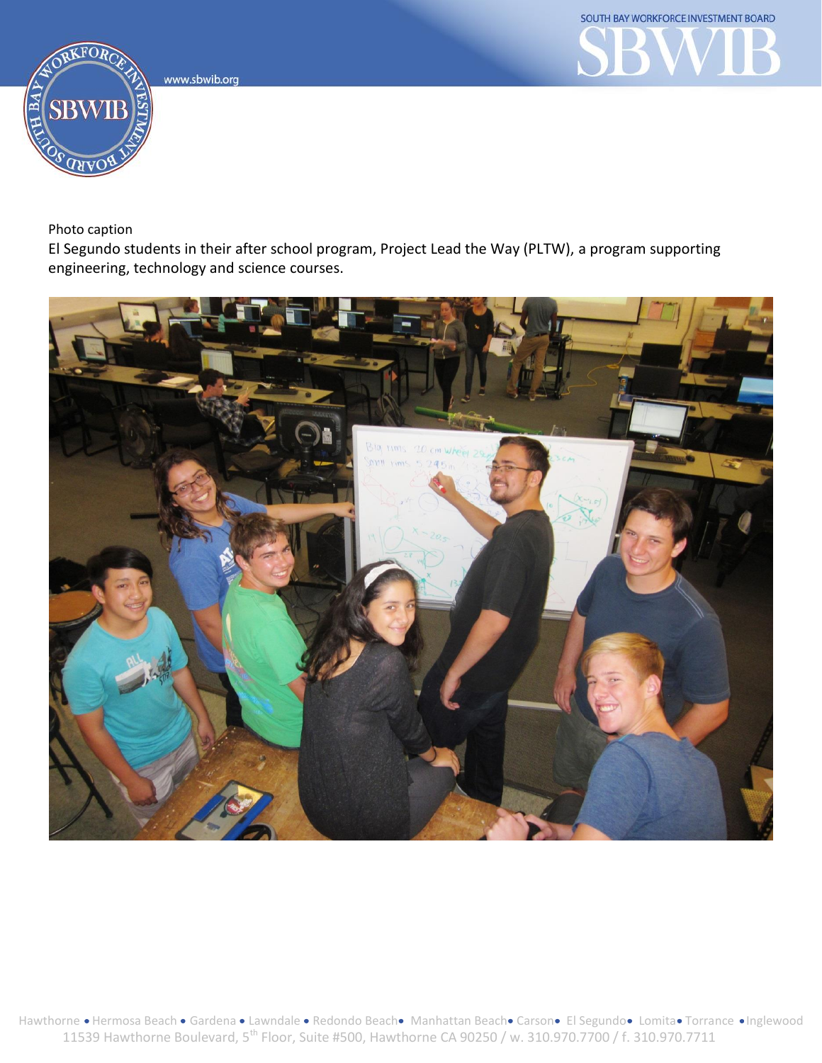Photo caption

El Segundo students in their after school program, Project Lead the Way (PLTW), a program supporting engineering, technology and science courses.